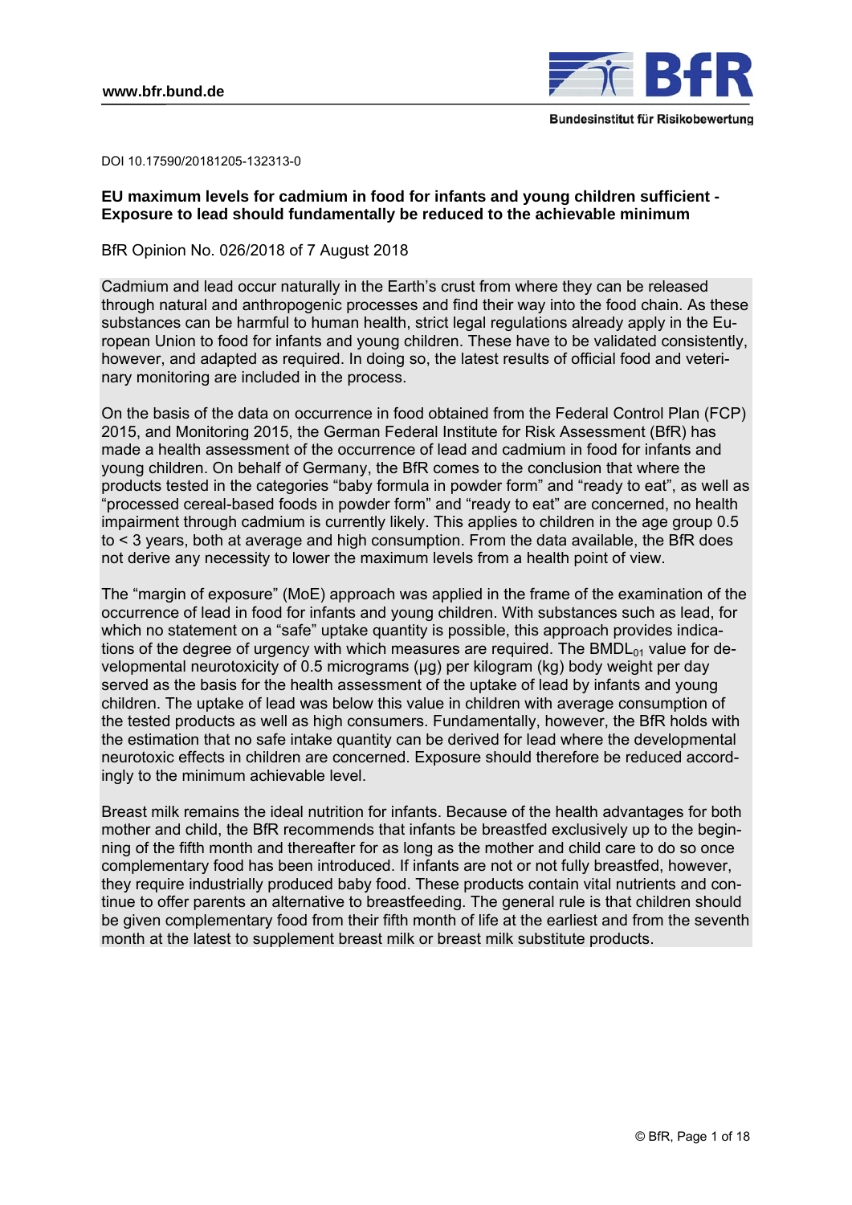DOI 10.17590/20181205-132313-0

# EU maximum levels for cadmium in food for infants and young children sufficient - Exposure to lead should fundamentally be reduced to the achievable minimum

BfR Opinion No. 026/2018 of 7 August 2018

Cadmium and lead occur naturally in the Earth's crust from where they can be released through natural and anthropogenic processes and find their way into the food chain. As these substances can be harmful to human health, strict legal regulations already apply in the European Union to food for infants and young children. These have to be validated consistently, however, and adapted as required. In doing so, the latest results of official food and veterinary monitoring are included in the process.

On the basis of the data on occurrence in food obtained from the Federal Control Plan (FCP) 2015, and Monitoring 2015, the German Federal Institute for Risk Assessment (BfR) has made a health assessment of the occurrence of lead and cadmium in food for infants and young children. On behalf of Germany, the BfR comes to the conclusion that where the products tested in the categories "baby formula in powder form" and "ready to eat", as well as "processed cereal-based foods in powder form" and "ready to eat" are concerned, no health impairment through cadmium is currently likely. This applies to children in the age group 0.5 to < 3 years, both at average and high consumption. From the data available, the BfR does not derive any necessity to lower the maximum levels from a health point of view.

The "margin of exposure" (MoE) approach was applied in the frame of the examination of the occurrence of lead in food for infants and young children. With substances such as lead, for which no statement on a "safe" uptake quantity is possible, this approach provides indications of the degree of urgency with which measures are required. The $BMDL_{01}$ value for developmental neurotoxicity of 0.5 micrograms (µg) per kilogram (kg) body weight per day served as the basis for the health assessment of the uptake of lead by infants and young children. The uptake of lead was below this value in children with average consumption of the tested products as well as high consumers. Fundamentally, however, the BfR holds with the estimation that no safe intake quantity can be derived for lead where the developmental neurotoxic effects in children are concerned. Exposure should therefore be reduced accordingly to the minimum achievable level.

Breast milk remains the ideal nutrition for infants. Because of the health advantages for both mother and child, the BfR recommends that infants be breastfed exclusively up to the beginning of the fifth month and thereafter for as long as the mother and child care to do so once complementary food has been introduced. If infants are not or not fully breastfed, however, they require industrially produced baby food. These products contain vital nutrients and continue to offer parents an alternative to breastfeeding. The general rule is that children should be given complementary food from their fifth month of life at the earliest and from the seventh month at the latest to supplement breast milk or breast milk substitute products.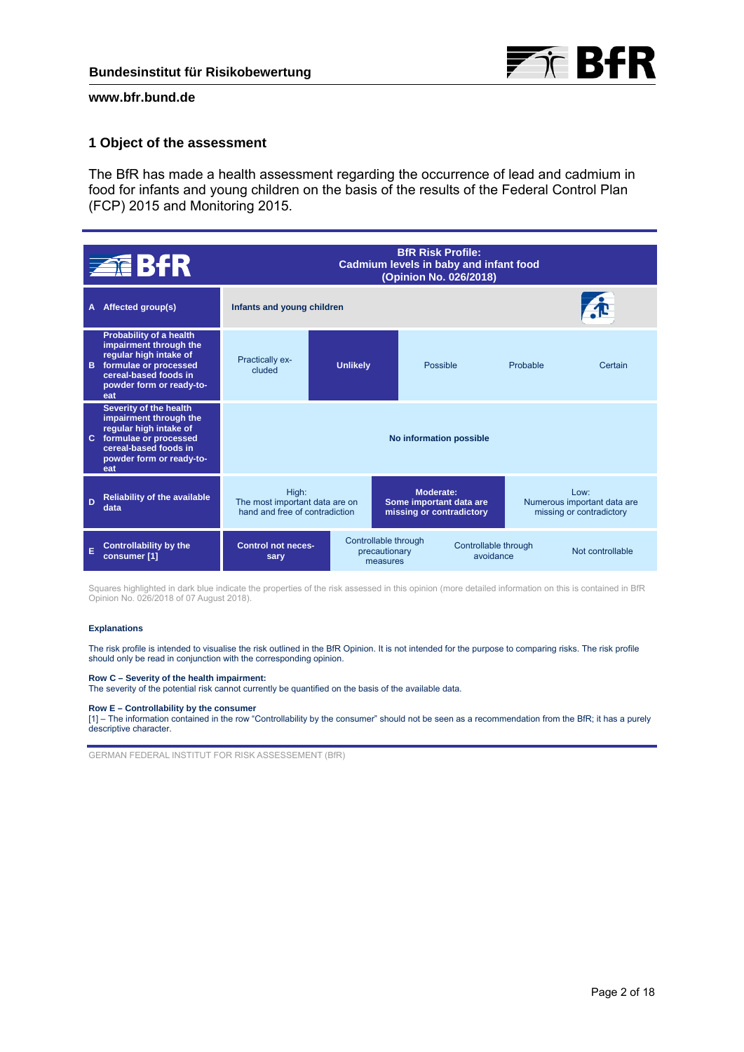## 1 Object of the assessment

The BfR has made a health assessment regarding the occurrence of lead and cadmium in food for infants and young children on the basis of the results of the Federal Control Plan (FCP) 2015 and Monitoring 2015.

| | **BfR Risk Profile: Cadmium levels in baby and infant food (Opinion No. 026/2018)** | | | | |
|---|---|---|---|---|---|
| **A Affected group(s)** | **Infants and young children** | | | | |
| **B Probability of a health impairment through the regular high intake of formulae or processed cereal-based foods in powder form or ready-to-eat** | Practically excluded | **Unlikely** | Possible | Probable | Certain |
| **C Severity of the health impairment through the regular high intake of formulae or processed cereal-based foods in powder form or ready-to-eat** | **No information possible** | | | | |
| **D Reliability of the available data** | High: The most important data are on hand and free of contradiction | **Moderate: Some important data are missing or contradictory** | Low: Numerous important data are missing or contradictory | | |
| **E Controllability by the consumer [1]** | **Control not necessary** | Controllable through precautionary measures | Controllable through avoidance | Not controllable | |

Squares highlighted in dark blue indicate the properties of the risk assessed in this opinion (more detailed information on this is contained in BfR Opinion No. 026/2018 of 07 August 2018).

**Explanations**

The risk profile is intended to visualise the risk outlined in the BfR Opinion. It is not intended for the purpose to comparing risks. The risk profile should only be read in conjunction with the corresponding opinion.

**Row C – Severity of the health impairment:**
The severity of the potential risk cannot currently be quantified on the basis of the available data.

**Row E – Controllability by the consumer**
[1] – The information contained in the row "Controllability by the consumer" should not be seen as a recommendation from the BfR; it has a purely descriptive character.

GERMAN FEDERAL INSTITUT FOR RISK ASSESSEMENT (BfR)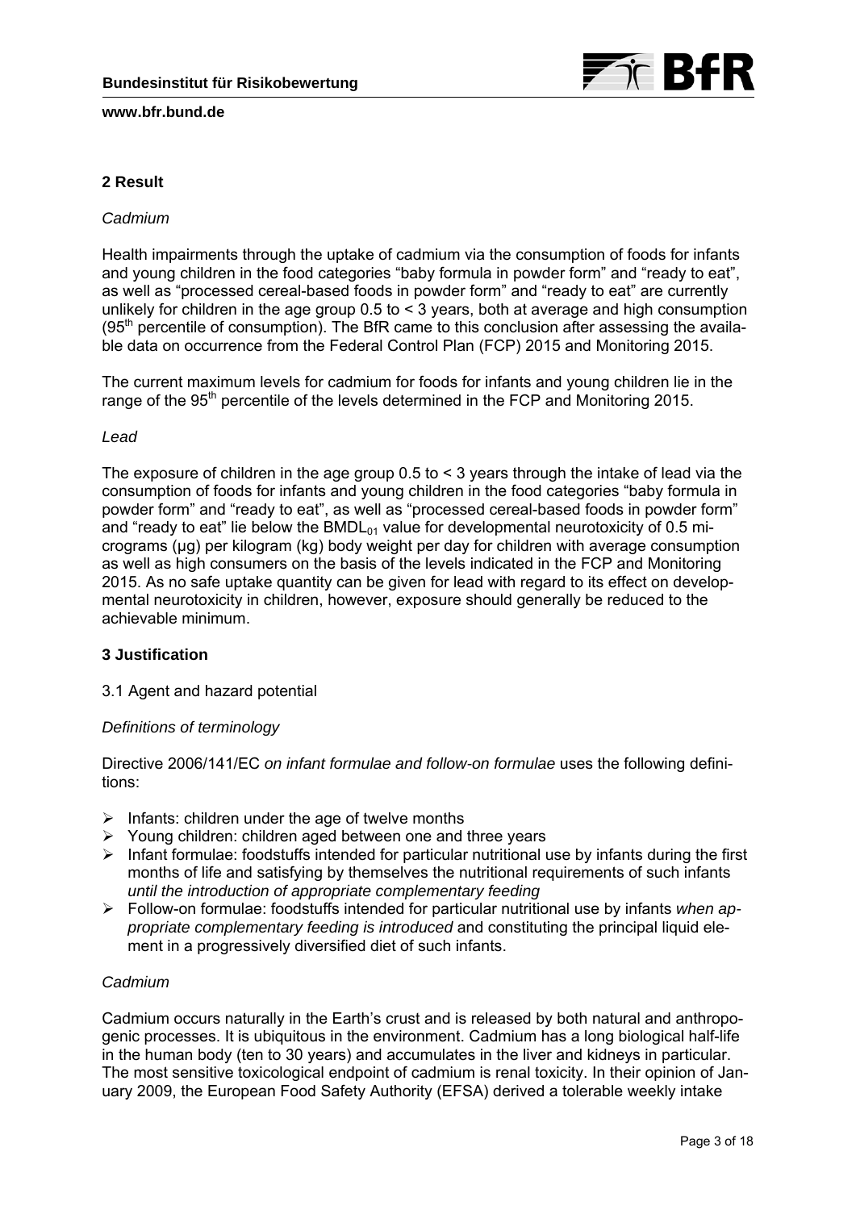## 2 Result

*Cadmium*

Health impairments through the uptake of cadmium via the consumption of foods for infants and young children in the food categories “baby formula in powder form” and “ready to eat”, as well as “processed cereal-based foods in powder form” and “ready to eat” are currently unlikely for children in the age group 0.5 to < 3 years, both at average and high consumption ($95^{th}$ percentile of consumption). The BfR came to this conclusion after assessing the available data on occurrence from the Federal Control Plan (FCP) 2015 and Monitoring 2015.

The current maximum levels for cadmium for foods for infants and young children lie in the range of the $95^{th}$ percentile of the levels determined in the FCP and Monitoring 2015.

*Lead*

The exposure of children in the age group 0.5 to < 3 years through the intake of lead via the consumption of foods for infants and young children in the food categories “baby formula in powder form” and “ready to eat”, as well as “processed cereal-based foods in powder form” and “ready to eat” lie below the $BMDL_{01}$ value for developmental neurotoxicity of 0.5 micrograms (µg) per kilogram (kg) body weight per day for children with average consumption as well as high consumers on the basis of the levels indicated in the FCP and Monitoring 2015. As no safe uptake quantity can be given for lead with regard to its effect on developmental neurotoxicity in children, however, exposure should generally be reduced to the achievable minimum.

## 3 Justification

3.1 Agent and hazard potential

*Definitions of terminology*

Directive 2006/141/EC *on infant formulae and follow-on formulae* uses the following definitions:

- Infants: children under the age of twelve months
- Young children: children aged between one and three years
- Infant formulae: foodstuffs intended for particular nutritional use by infants during the first months of life and satisfying by themselves the nutritional requirements of such infants *until the introduction of appropriate complementary feeding*
- Follow-on formulae: foodstuffs intended for particular nutritional use by infants *when appropriate complementary feeding is introduced* and constituting the principal liquid element in a progressively diversified diet of such infants.

*Cadmium*

Cadmium occurs naturally in the Earth’s crust and is released by both natural and anthropogenic processes. It is ubiquitous in the environment. Cadmium has a long biological half-life in the human body (ten to 30 years) and accumulates in the liver and kidneys in particular. The most sensitive toxicological endpoint of cadmium is renal toxicity. In their opinion of January 2009, the European Food Safety Authority (EFSA) derived a tolerable weekly intake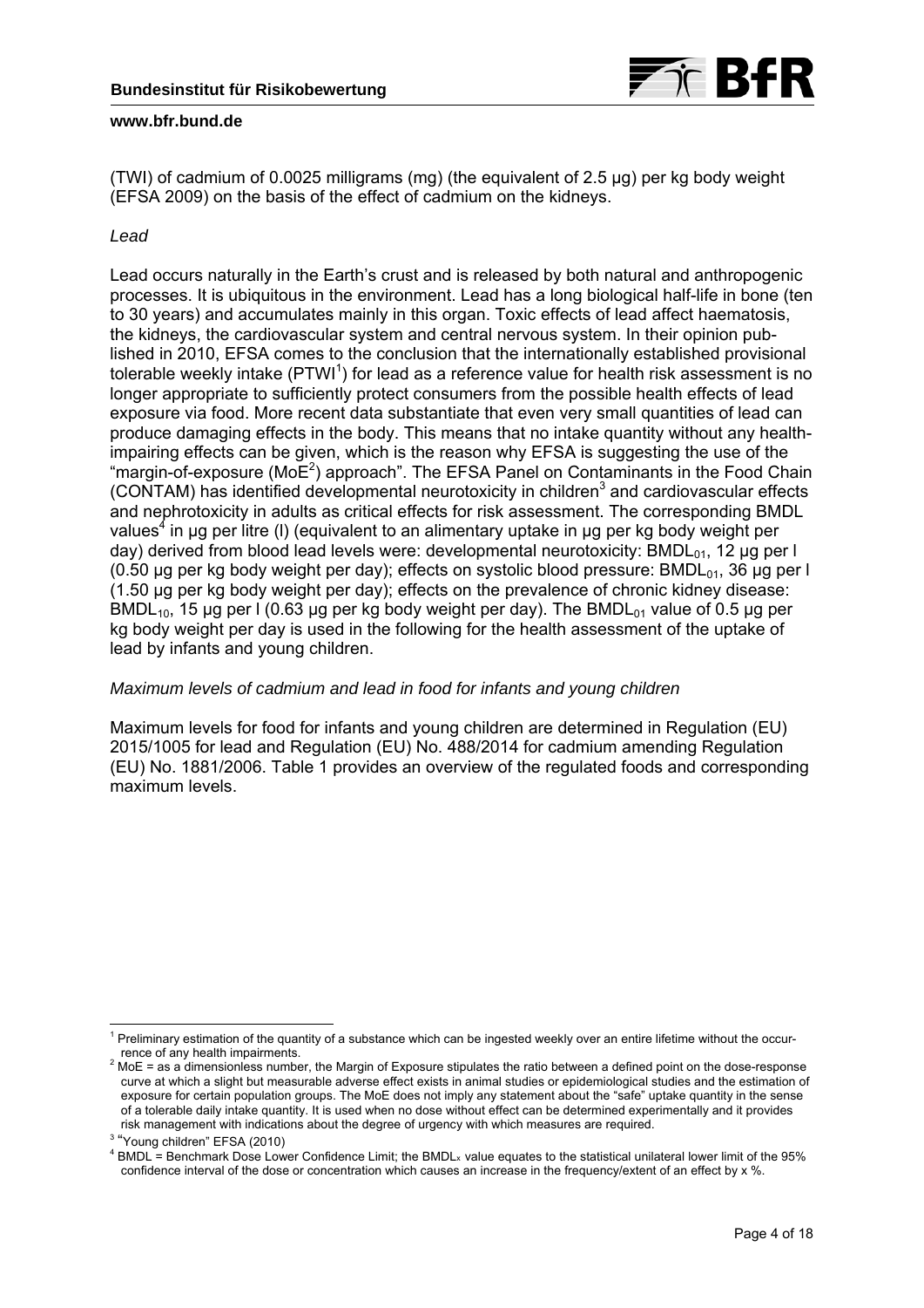(TWI) of cadmium of 0.0025 milligrams (mg) (the equivalent of 2.5 µg) per kg body weight (EFSA 2009) on the basis of the effect of cadmium on the kidneys.

*Lead*

Lead occurs naturally in the Earth's crust and is released by both natural and anthropogenic processes. It is ubiquitous in the environment. Lead has a long biological half-life in bone (ten to 30 years) and accumulates mainly in this organ. Toxic effects of lead affect haematosis, the kidneys, the cardiovascular system and central nervous system. In their opinion published in 2010, EFSA comes to the conclusion that the internationally established provisional tolerable weekly intake (PTWI[1]) for lead as a reference value for health risk assessment is no longer appropriate to sufficiently protect consumers from the possible health effects of lead exposure via food. More recent data substantiate that even very small quantities of lead can produce damaging effects in the body. This means that no intake quantity without any health-impairing effects can be given, which is the reason why EFSA is suggesting the use of the "margin-of-exposure (MoE[2]) approach". The EFSA Panel on Contaminants in the Food Chain (CONTAM) has identified developmental neurotoxicity in children[3] and cardiovascular effects and nephrotoxicity in adults as critical effects for risk assessment. The corresponding BMDL values[4] in µg per litre (l) (equivalent to an alimentary uptake in µg per kg body weight per day) derived from blood lead levels were: developmental neurotoxicity: $BMDL_{01}$, 12 µg per l (0.50 µg per kg body weight per day); effects on systolic blood pressure: $BMDL_{01}$, 36 µg per l (1.50 µg per kg body weight per day); effects on the prevalence of chronic kidney disease: $BMDL_{10}$, 15 µg per l (0.63 µg per kg body weight per day). The $BMDL_{01}$ value of 0.5 µg per kg body weight per day is used in the following for the health assessment of the uptake of lead by infants and young children.

*Maximum levels of cadmium and lead in food for infants and young children*

Maximum levels for food for infants and young children are determined in Regulation (EU) 2015/1005 for lead and Regulation (EU) No. 488/2014 for cadmium amending Regulation (EU) No. 1881/2006. Table 1 provides an overview of the regulated foods and corresponding maximum levels.

---

[1] Preliminary estimation of the quantity of a substance which can be ingested weekly over an entire lifetime without the occurrence of any health impairments.

[2] MoE = as a dimensionless number, the Margin of Exposure stipulates the ratio between a defined point on the dose-response curve at which a slight but measurable adverse effect exists in animal studies or epidemiological studies and the estimation of exposure for certain population groups. The MoE does not imply any statement about the "safe" uptake quantity in the sense of a tolerable daily intake quantity. It is used when no dose without effect can be determined experimentally and it provides risk management with indications about the degree of urgency with which measures are required.

[3] "Young children" EFSA (2010)

[4] BMDL = Benchmark Dose Lower Confidence Limit; the $BMDL_x$ value equates to the statistical unilateral lower limit of the 95% confidence interval of the dose or concentration which causes an increase in the frequency/extent of an effect by x %.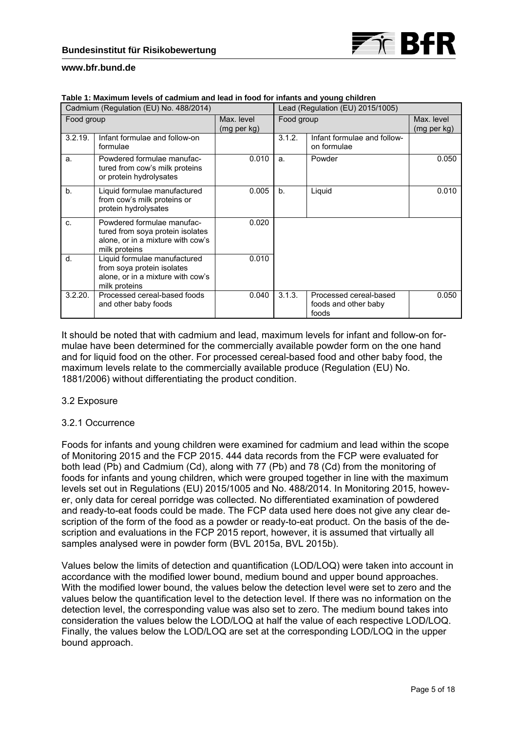**Table 1: Maximum levels of cadmium and lead in food for infants and young children**

| Cadmium (Regulation (EU) No. 488/2014) | | | Lead (Regulation (EU) 2015/1005) | | |
|---|---|---|---|---|---|
| Food group | | Max. level (mg per kg) | Food group | | Max. level (mg per kg) |
| 3.2.19. | Infant formulae and follow-on formulae | | 3.1.2. | Infant formulae and follow-on formulae | |
| a. | Powdered formulae manufactured from cow's milk proteins or protein hydrolysates | 0.010 | a. | Powder | 0.050 |
| b. | Liquid formulae manufactured from cow's milk proteins or protein hydrolysates | 0.005 | b. | Liquid | 0.010 |
| c. | Powdered formulae manufactured from soya protein isolates alone, or in a mixture with cow's milk proteins | 0.020 | | | |
| d. | Liquid formulae manufactured from soya protein isolates alone, or in a mixture with cow's milk proteins | 0.010 | | | |
| 3.2.20. | Processed cereal-based foods and other baby foods | 0.040 | 3.1.3. | Processed cereal-based foods and other baby foods | 0.050 |

It should be noted that with cadmium and lead, maximum levels for infant and follow-on formulae have been determined for the commercially available powder form on the one hand and for liquid food on the other. For processed cereal-based food and other baby food, the maximum levels relate to the commercially available produce (Regulation (EU) No. 1881/2006) without differentiating the product condition.

## 3.2 Exposure

### 3.2.1 Occurrence

Foods for infants and young children were examined for cadmium and lead within the scope of Monitoring 2015 and the FCP 2015. 444 data records from the FCP were evaluated for both lead (Pb) and Cadmium (Cd), along with 77 (Pb) and 78 (Cd) from the monitoring of foods for infants and young children, which were grouped together in line with the maximum levels set out in Regulations (EU) 2015/1005 and No. 488/2014. In Monitoring 2015, however, only data for cereal porridge was collected. No differentiated examination of powdered and ready-to-eat foods could be made. The FCP data used here does not give any clear description of the form of the food as a powder or ready-to-eat product. On the basis of the description and evaluations in the FCP 2015 report, however, it is assumed that virtually all samples analysed were in powder form (BVL 2015a, BVL 2015b).

Values below the limits of detection and quantification (LOD/LOQ) were taken into account in accordance with the modified lower bound, medium bound and upper bound approaches. With the modified lower bound, the values below the detection level were set to zero and the values below the quantification level to the detection level. If there was no information on the detection level, the corresponding value was also set to zero. The medium bound takes into consideration the values below the LOD/LOQ at half the value of each respective LOD/LOQ. Finally, the values below the LOD/LOQ are set at the corresponding LOD/LOQ in the upper bound approach.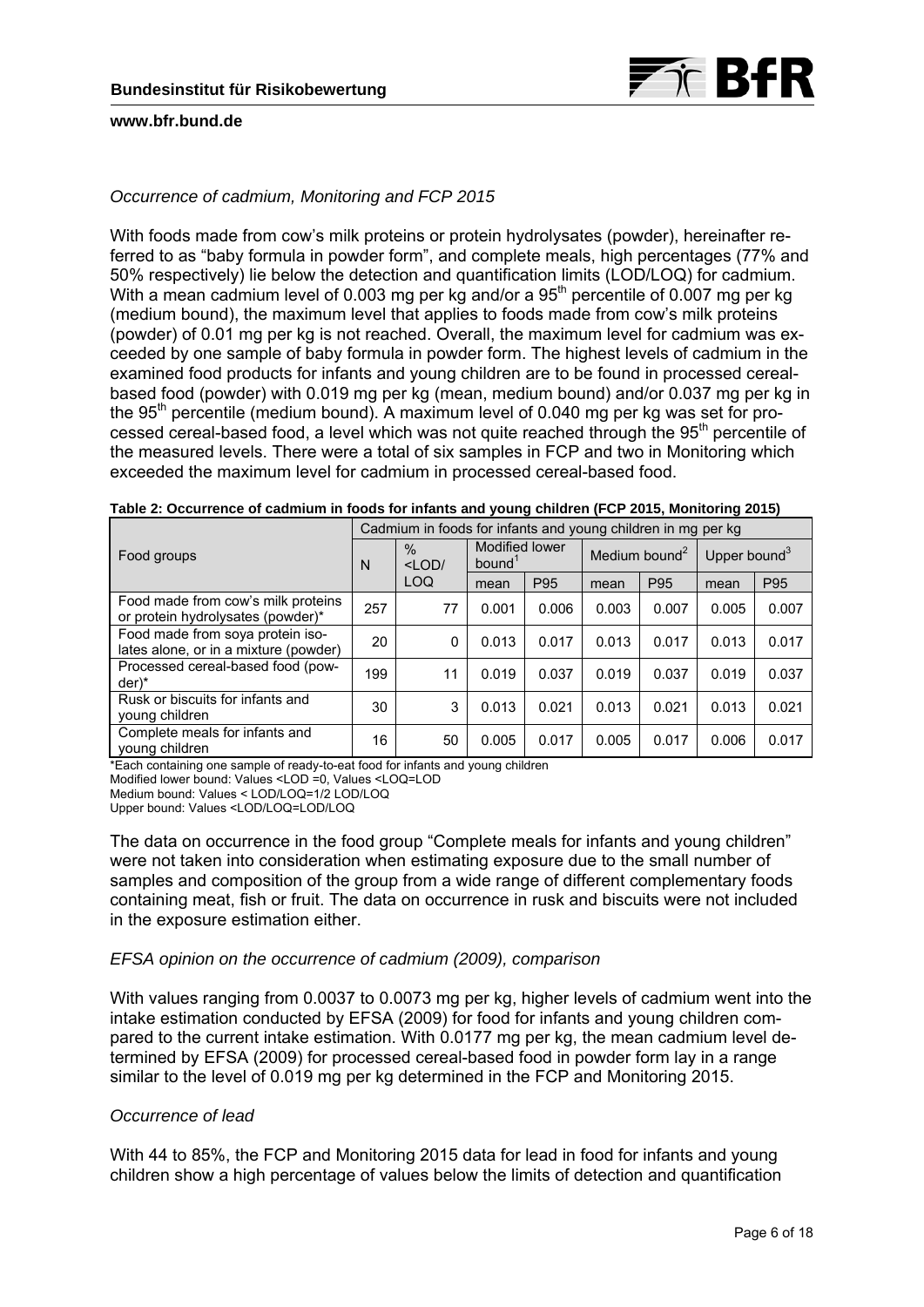*Occurrence of cadmium, Monitoring and FCP 2015*

With foods made from cow's milk proteins or protein hydrolysates (powder), hereinafter referred to as "baby formula in powder form", and complete meals, high percentages (77% and 50% respectively) lie below the detection and quantification limits (LOD/LOQ) for cadmium. With a mean cadmium level of 0.003 mg per kg and/or a 95[th] percentile of 0.007 mg per kg (medium bound), the maximum level that applies to foods made from cow's milk proteins (powder) of 0.01 mg per kg is not reached. Overall, the maximum level for cadmium was exceeded by one sample of baby formula in powder form. The highest levels of cadmium in the examined food products for infants and young children are to be found in processed cereal-based food (powder) with 0.019 mg per kg (mean, medium bound) and/or 0.037 mg per kg in the 95[th] percentile (medium bound). A maximum level of 0.040 mg per kg was set for processed cereal-based food, a level which was not quite reached through the 95[th] percentile of the measured levels. There were a total of six samples in FCP and two in Monitoring which exceeded the maximum level for cadmium in processed cereal-based food.

**Table 2: Occurrence of cadmium in foods for infants and young children (FCP 2015, Monitoring 2015)**

| Food groups | Cadmium in foods for infants and young children in mg per kg | | | | | | | |
|---|---|---|---|---|---|---|---|---|
| | N | % <LOD/ LOQ | Modified lower bound[1] | | Medium bound[2] | | Upper bound[3] | |
| | | | mean | P95 | mean | P95 | mean | P95 |
| Food made from cow's milk proteins or protein hydrolysates (powder)* | 257 | 77 | 0.001 | 0.006 | 0.003 | 0.007 | 0.005 | 0.007 |
| Food made from soya protein isolates alone, or in a mixture (powder) | 20 | 0 | 0.013 | 0.017 | 0.013 | 0.017 | 0.013 | 0.017 |
| Processed cereal-based food (powder)* | 199 | 11 | 0.019 | 0.037 | 0.019 | 0.037 | 0.019 | 0.037 |
| Rusk or biscuits for infants and young children | 30 | 3 | 0.013 | 0.021 | 0.013 | 0.021 | 0.013 | 0.021 |
| Complete meals for infants and young children | 16 | 50 | 0.005 | 0.017 | 0.005 | 0.017 | 0.006 | 0.017 |

*Each containing one sample of ready-to-eat food for infants and young children
Modified lower bound: Values <LOD =0, Values <LOQ=LOD
Medium bound: Values < LOD/LOQ=1/2 LOD/LOQ
Upper bound: Values <LOD/LOQ=LOD/LOQ

The data on occurrence in the food group "Complete meals for infants and young children" were not taken into consideration when estimating exposure due to the small number of samples and composition of the group from a wide range of different complementary foods containing meat, fish or fruit. The data on occurrence in rusk and biscuits were not included in the exposure estimation either.

*EFSA opinion on the occurrence of cadmium (2009), comparison*

With values ranging from 0.0037 to 0.0073 mg per kg, higher levels of cadmium went into the intake estimation conducted by EFSA (2009) for food for infants and young children compared to the current intake estimation. With 0.0177 mg per kg, the mean cadmium level determined by EFSA (2009) for processed cereal-based food in powder form lay in a range similar to the level of 0.019 mg per kg determined in the FCP and Monitoring 2015.

*Occurrence of lead*

With 44 to 85%, the FCP and Monitoring 2015 data for lead in food for infants and young children show a high percentage of values below the limits of detection and quantification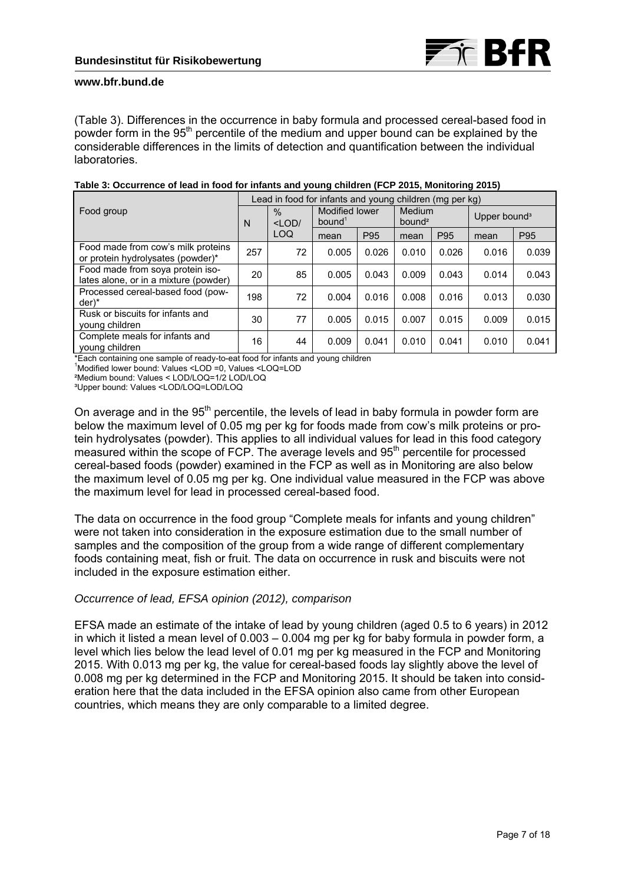(Table 3). Differences in the occurrence in baby formula and processed cereal-based food in powder form in the 95th percentile of the medium and upper bound can be explained by the considerable differences in the limits of detection and quantification between the individual laboratories.

**Table 3: Occurrence of lead in food for infants and young children (FCP 2015, Monitoring 2015)**

| Food group | Lead in food for infants and young children (mg per kg) | | | | | | | |
|---|---|---|---|---|---|---|---|---|
| | N | % <LOD/ LOQ | Modified lower bound[1] | | Medium bound² | | Upper bound³ | |
| | | | mean | P95 | mean | P95 | mean | P95 |
| Food made from cow's milk proteins or protein hydrolysates (powder)* | 257 | 72 | 0.005 | 0.026 | 0.010 | 0.026 | 0.016 | 0.039 |
| Food made from soya protein isolates alone, or in a mixture (powder) | 20 | 85 | 0.005 | 0.043 | 0.009 | 0.043 | 0.014 | 0.043 |
| Processed cereal-based food (powder)* | 198 | 72 | 0.004 | 0.016 | 0.008 | 0.016 | 0.013 | 0.030 |
| Rusk or biscuits for infants and young children | 30 | 77 | 0.005 | 0.015 | 0.007 | 0.015 | 0.009 | 0.015 |
| Complete meals for infants and young children | 16 | 44 | 0.009 | 0.041 | 0.010 | 0.041 | 0.010 | 0.041 |

*Each containing one sample of ready-to-eat food for infants and young children
[1]Modified lower bound: Values <LOD =0, Values <LOQ=LOD
²Medium bound: Values < LOD/LOQ=1/2 LOD/LOQ
³Upper bound: Values <LOD/LOQ=LOD/LOQ

On average and in the 95th percentile, the levels of lead in baby formula in powder form are below the maximum level of 0.05 mg per kg for foods made from cow's milk proteins or protein hydrolysates (powder). This applies to all individual values for lead in this food category measured within the scope of FCP. The average levels and 95th percentile for processed cereal-based foods (powder) examined in the FCP as well as in Monitoring are also below the maximum level of 0.05 mg per kg. One individual value measured in the FCP was above the maximum level for lead in processed cereal-based food.

The data on occurrence in the food group "Complete meals for infants and young children" were not taken into consideration in the exposure estimation due to the small number of samples and the composition of the group from a wide range of different complementary foods containing meat, fish or fruit. The data on occurrence in rusk and biscuits were not included in the exposure estimation either.

*Occurrence of lead, EFSA opinion (2012), comparison*

EFSA made an estimate of the intake of lead by young children (aged 0.5 to 6 years) in 2012 in which it listed a mean level of 0.003 – 0.004 mg per kg for baby formula in powder form, a level which lies below the lead level of 0.01 mg per kg measured in the FCP and Monitoring 2015. With 0.013 mg per kg, the value for cereal-based foods lay slightly above the level of 0.008 mg per kg determined in the FCP and Monitoring 2015. It should be taken into consideration here that the data included in the EFSA opinion also came from other European countries, which means they are only comparable to a limited degree.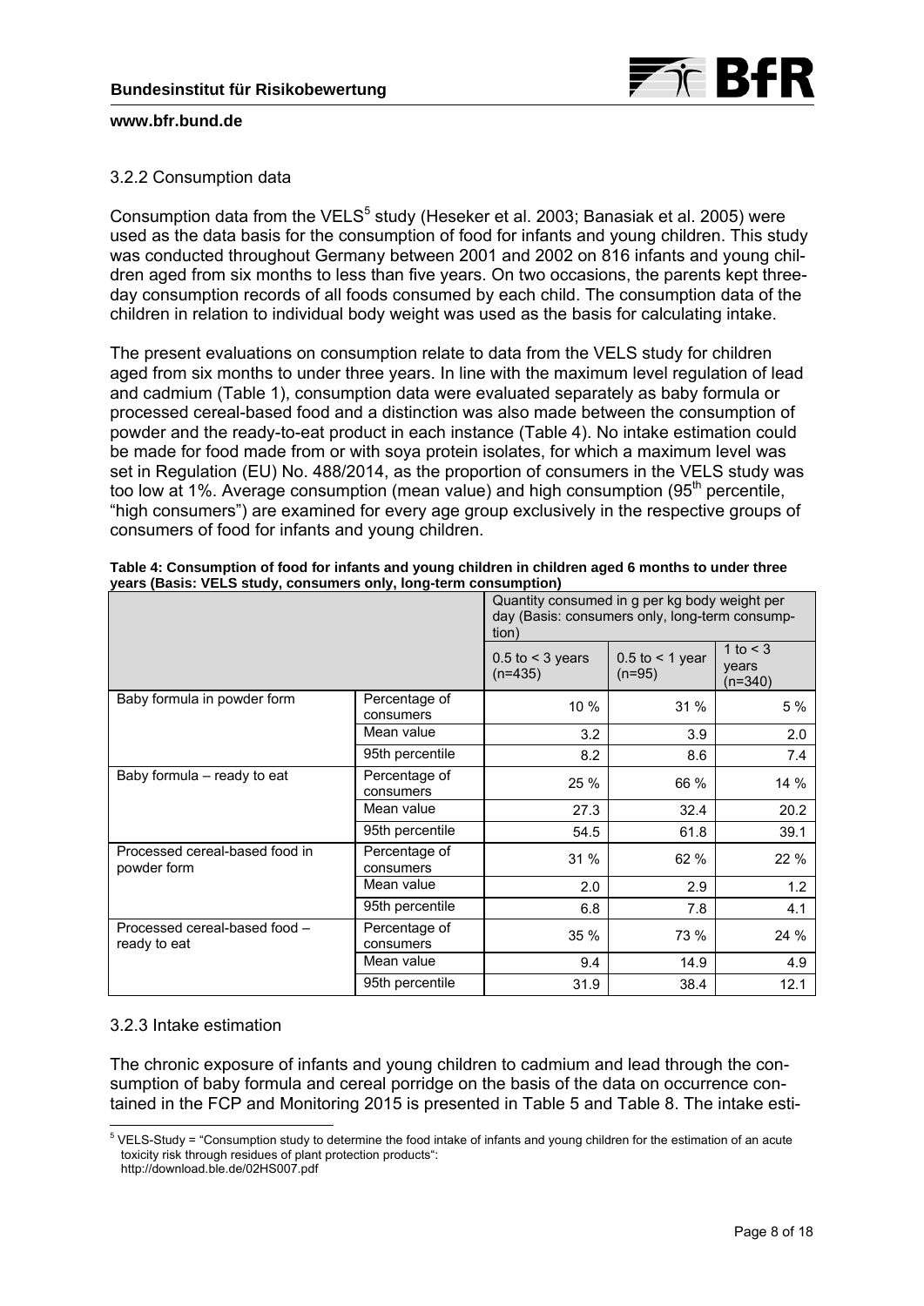### 3.2.2 Consumption data

Consumption data from the VELS[5] study (Heseker et al. 2003; Banasiak et al. 2005) were used as the data basis for the consumption of food for infants and young children. This study was conducted throughout Germany between 2001 and 2002 on 816 infants and young children aged from six months to less than five years. On two occasions, the parents kept three-day consumption records of all foods consumed by each child. The consumption data of the children in relation to individual body weight was used as the basis for calculating intake.

The present evaluations on consumption relate to data from the VELS study for children aged from six months to under three years. In line with the maximum level regulation of lead and cadmium (Table 1), consumption data were evaluated separately as baby formula or processed cereal-based food and a distinction was also made between the consumption of powder and the ready-to-eat product in each instance (Table 4). No intake estimation could be made for food made from or with soya protein isolates, for which a maximum level was set in Regulation (EU) No. 488/2014, as the proportion of consumers in the VELS study was too low at 1%. Average consumption (mean value) and high consumption (95th percentile, "high consumers") are examined for every age group exclusively in the respective groups of consumers of food for infants and young children.

**Table 4: Consumption of food for infants and young children in children aged 6 months to under three years (Basis: VELS study, consumers only, long-term consumption)**

| | | Quantity consumed in g per kg body weight per day (Basis: consumers only, long-term consumption) | | |
|---|---|---|---|---|
| | | 0.5 to < 3 years (n=435) | 0.5 to < 1 year (n=95) | 1 to < 3 years (n=340) |
| Baby formula in powder form | Percentage of consumers | 10 % | 31 % | 5 % |
| | Mean value | 3.2 | 3.9 | 2.0 |
| | 95th percentile | 8.2 | 8.6 | 7.4 |
| Baby formula – ready to eat | Percentage of consumers | 25 % | 66 % | 14 % |
| | Mean value | 27.3 | 32.4 | 20.2 |
| | 95th percentile | 54.5 | 61.8 | 39.1 |
| Processed cereal-based food in powder form | Percentage of consumers | 31 % | 62 % | 22 % |
| | Mean value | 2.0 | 2.9 | 1.2 |
| | 95th percentile | 6.8 | 7.8 | 4.1 |
| Processed cereal-based food – ready to eat | Percentage of consumers | 35 % | 73 % | 24 % |
| | Mean value | 9.4 | 14.9 | 4.9 |
| | 95th percentile | 31.9 | 38.4 | 12.1 |

### 3.2.3 Intake estimation

The chronic exposure of infants and young children to cadmium and lead through the consumption of baby formula and cereal porridge on the basis of the data on occurrence contained in the FCP and Monitoring 2015 is presented in Table 5 and Table 8. The intake esti-

---

[5] VELS-Study = "Consumption study to determine the food intake of infants and young children for the estimation of an acute toxicity risk through residues of plant protection products": http://download.ble.de/02HS007.pdf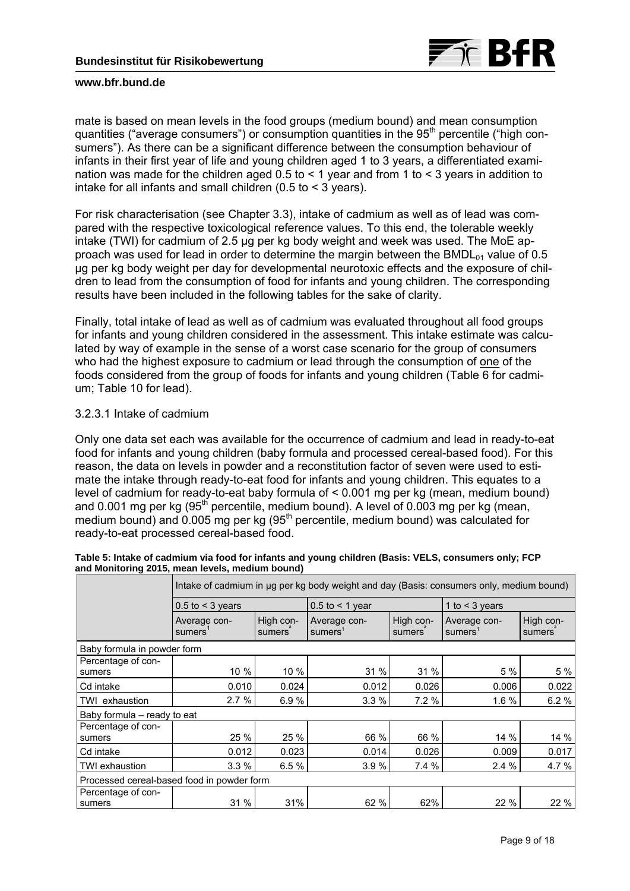mate is based on mean levels in the food groups (medium bound) and mean consumption quantities ("average consumers") or consumption quantities in the 95th percentile ("high consumers"). As there can be a significant difference between the consumption behaviour of infants in their first year of life and young children aged 1 to 3 years, a differentiated examination was made for the children aged 0.5 to < 1 year and from 1 to < 3 years in addition to intake for all infants and small children (0.5 to < 3 years).

For risk characterisation (see Chapter 3.3), intake of cadmium as well as of lead was compared with the respective toxicological reference values. To this end, the tolerable weekly intake (TWI) for cadmium of 2.5 µg per kg body weight and week was used. The MoE approach was used for lead in order to determine the margin between the $BMDL_{01}$ value of 0.5 µg per kg body weight per day for developmental neurotoxic effects and the exposure of children to lead from the consumption of food for infants and young children. The corresponding results have been included in the following tables for the sake of clarity.

Finally, total intake of lead as well as of cadmium was evaluated throughout all food groups for infants and young children considered in the assessment. This intake estimate was calculated by way of example in the sense of a worst case scenario for the group of consumers who had the highest exposure to cadmium or lead through the consumption of one of the foods considered from the group of foods for infants and young children (Table 6 for cadmium; Table 10 for lead).

3.2.3.1 Intake of cadmium

Only one data set each was available for the occurrence of cadmium and lead in ready-to-eat food for infants and young children (baby formula and processed cereal-based food). For this reason, the data on levels in powder and a reconstitution factor of seven were used to estimate the intake through ready-to-eat food for infants and young children. This equates to a level of cadmium for ready-to-eat baby formula of < 0.001 mg per kg (mean, medium bound) and 0.001 mg per kg (95th percentile, medium bound). A level of 0.003 mg per kg (mean, medium bound) and 0.005 mg per kg (95th percentile, medium bound) was calculated for ready-to-eat processed cereal-based food.

**Table 5: Intake of cadmium via food for infants and young children (Basis: VELS, consumers only; FCP and Monitoring 2015, mean levels, medium bound)**

| | Intake of cadmium in µg per kg body weight and day (Basis: consumers only, medium bound) | | | | | |
|---|---|---|---|---|---|---|
| | 0.5 to < 3 years | | 0.5 to < 1 year | | 1 to < 3 years | |
| | Average consumers[1] | High consumers[2] | Average consumers[1] | High consumers[2] | Average consumers[1] | High consumers[2] |
| Baby formula in powder form | | | | | | |
| Percentage of consumers | 10 % | 10 % | 31 % | 31 % | 5 % | 5 % |
| Cd intake | 0.010 | 0.024 | 0.012 | 0.026 | 0.006 | 0.022 |
| TWI exhaustion | 2.7 % | 6.9 % | 3.3 % | 7.2 % | 1.6 % | 6.2 % |
| Baby formula – ready to eat | | | | | | |
| Percentage of consumers | 25 % | 25 % | 66 % | 66 % | 14 % | 14 % |
| Cd intake | 0.012 | 0.023 | 0.014 | 0.026 | 0.009 | 0.017 |
| TWI exhaustion | 3.3 % | 6.5 % | 3.9 % | 7.4 % | 2.4 % | 4.7 % |
| Processed cereal-based food in powder form | | | | | | |
| Percentage of consumers | 31 % | 31% | 62 % | 62% | 22 % | 22 % |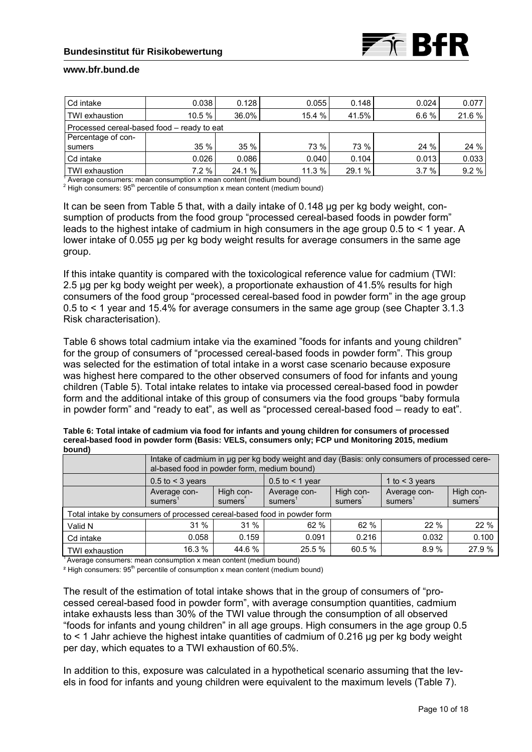| | | | | | | |
|---|---|---|---|---|---|---|
| Cd intake | 0.038 | 0.128 | 0.055 | 0.148 | 0.024 | 0.077 |
| TWI exhaustion | 10.5 % | 36.0% | 15.4 % | 41.5% | 6.6 % | 21.6 % |
| Processed cereal-based food – ready to eat | | | | | | |
| Percentage of consumers | 35 % | 35 % | 73 % | 73 % | 24 % | 24 % |
| Cd intake | 0.026 | 0.086 | 0.040 | 0.104 | 0.013 | 0.033 |
| TWI exhaustion | 7.2 % | 24.1 % | 11.3 % | 29.1 % | 3.7 % | 9.2 % |

[1] Average consumers: mean consumption x mean content (medium bound)
[2] High consumers: 95[th] percentile of consumption x mean content (medium bound)

It can be seen from Table 5 that, with a daily intake of 0.148 µg per kg body weight, consumption of products from the food group "processed cereal-based foods in powder form" leads to the highest intake of cadmium in high consumers in the age group 0.5 to < 1 year. A lower intake of 0.055 µg per kg body weight results for average consumers in the same age group.

If this intake quantity is compared with the toxicological reference value for cadmium (TWI: 2.5 µg per kg body weight per week), a proportionate exhaustion of 41.5% results for high consumers of the food group "processed cereal-based food in powder form" in the age group 0.5 to < 1 year and 15.4% for average consumers in the same age group (see Chapter 3.1.3 Risk characterisation).

Table 6 shows total cadmium intake via the examined "foods for infants and young children" for the group of consumers of "processed cereal-based foods in powder form". This group was selected for the estimation of total intake in a worst case scenario because exposure was highest here compared to the other observed consumers of food for infants and young children (Table 5). Total intake relates to intake via processed cereal-based food in powder form and the additional intake of this group of consumers via the food groups "baby formula in powder form" and "ready to eat", as well as "processed cereal-based food – ready to eat".

**Table 6: Total intake of cadmium via food for infants and young children for consumers of processed cereal-based food in powder form (Basis: VELS, consumers only; FCP und Monitoring 2015, medium bound)**

| | Intake of cadmium in µg per kg body weight and day (Basis: only consumers of processed cereal-based food in powder form, medium bound) | | | | | |
|---|---|---|---|---|---|---|
| | 0.5 to < 3 years | | 0.5 to < 1 year | | 1 to < 3 years | |
| | Average consumers[1] | High consumers[2] | Average consumers[1] | High consumers[2] | Average consumers[1] | High consumers[2] |
| Total intake by consumers of processed cereal-based food in powder form | | | | | | |
| Valid N | 31 % | 31 % | 62 % | 62 % | 22 % | 22 % |
| Cd intake | 0.058 | 0.159 | 0.091 | 0.216 | 0.032 | 0.100 |
| TWI exhaustion | 16.3 % | 44.6 % | 25.5 % | 60.5 % | 8.9 % | 27.9 % |

[1] Average consumers: mean consumption x mean content (medium bound)
[2] High consumers: 95[th] percentile of consumption x mean content (medium bound)

The result of the estimation of total intake shows that in the group of consumers of "processed cereal-based food in powder form", with average consumption quantities, cadmium intake exhausts less than 30% of the TWI value through the consumption of all observed "foods for infants and young children" in all age groups. High consumers in the age group 0.5 to < 1 Jahr achieve the highest intake quantities of cadmium of 0.216 µg per kg body weight per day, which equates to a TWI exhaustion of 60.5%.

In addition to this, exposure was calculated in a hypothetical scenario assuming that the levels in food for infants and young children were equivalent to the maximum levels (Table 7).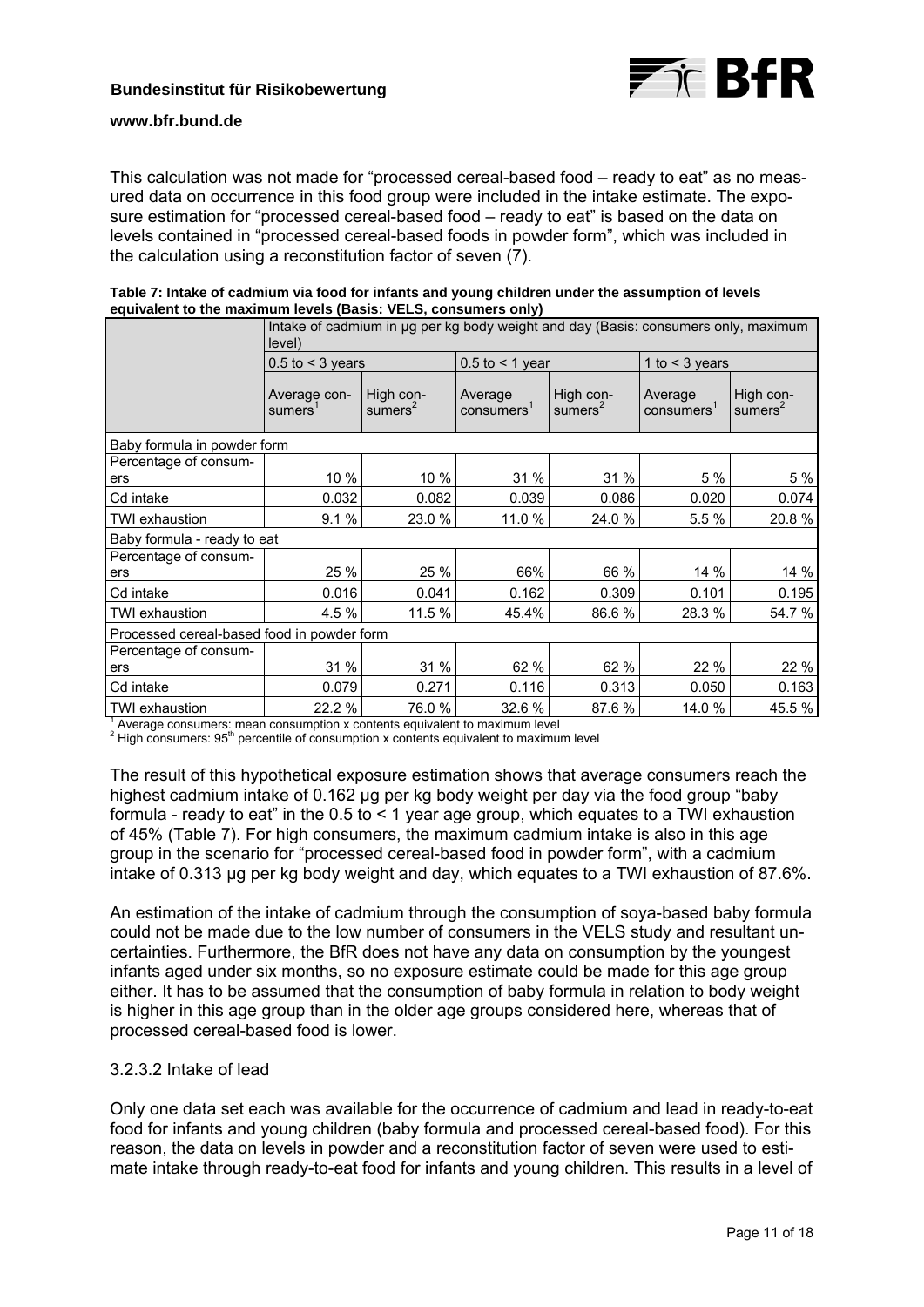This calculation was not made for "processed cereal-based food – ready to eat" as no measured data on occurrence in this food group were included in the intake estimate. The exposure estimation for "processed cereal-based food – ready to eat" is based on the data on levels contained in "processed cereal-based foods in powder form", which was included in the calculation using a reconstitution factor of seven (7).

**Table 7: Intake of cadmium via food for infants and young children under the assumption of levels equivalent to the maximum levels (Basis: VELS, consumers only)**

| | Intake of cadmium in µg per kg body weight and day (Basis: consumers only, maximum level) | | | | | |
|---|---|---|---|---|---|---|
| | 0.5 to < 3 years | | 0.5 to < 1 year | | 1 to < 3 years | |
| | Average consumers[1] | High consumers[2] | Average consumers[1] | High consumers[2] | Average consumers[1] | High consumers[2] |
| **Baby formula in powder form** | | | | | | |
| Percentage of consumers | 10 % | 10 % | 31 % | 31 % | 5 % | 5 % |
| Cd intake | 0.032 | 0.082 | 0.039 | 0.086 | 0.020 | 0.074 |
| TWI exhaustion | 9.1 % | 23.0 % | 11.0 % | 24.0 % | 5.5 % | 20.8 % |
| **Baby formula - ready to eat** | | | | | | |
| Percentage of consumers | 25 % | 25 % | 66% | 66 % | 14 % | 14 % |
| Cd intake | 0.016 | 0.041 | 0.162 | 0.309 | 0.101 | 0.195 |
| TWI exhaustion | 4.5 % | 11.5 % | 45.4% | 86.6 % | 28.3 % | 54.7 % |
| **Processed cereal-based food in powder form** | | | | | | |
| Percentage of consumers | 31 % | 31 % | 62 % | 62 % | 22 % | 22 % |
| Cd intake | 0.079 | 0.271 | 0.116 | 0.313 | 0.050 | 0.163 |
| TWI exhaustion | 22.2 % | 76.0 % | 32.6 % | 87.6 % | 14.0 % | 45.5 % |

[1] Average consumers: mean consumption x contents equivalent to maximum level
[2] High consumers: 95[th] percentile of consumption x contents equivalent to maximum level

The result of this hypothetical exposure estimation shows that average consumers reach the highest cadmium intake of 0.162 µg per kg body weight per day via the food group "baby formula - ready to eat" in the 0.5 to < 1 year age group, which equates to a TWI exhaustion of 45% (Table 7). For high consumers, the maximum cadmium intake is also in this age group in the scenario for "processed cereal-based food in powder form", with a cadmium intake of 0.313 µg per kg body weight and day, which equates to a TWI exhaustion of 87.6%.

An estimation of the intake of cadmium through the consumption of soya-based baby formula could not be made due to the low number of consumers in the VELS study and resultant uncertainties. Furthermore, the BfR does not have any data on consumption by the youngest infants aged under six months, so no exposure estimate could be made for this age group either. It has to be assumed that the consumption of baby formula in relation to body weight is higher in this age group than in the older age groups considered here, whereas that of processed cereal-based food is lower.

#### 3.2.3.2 Intake of lead

Only one data set each was available for the occurrence of cadmium and lead in ready-to-eat food for infants and young children (baby formula and processed cereal-based food). For this reason, the data on levels in powder and a reconstitution factor of seven were used to estimate intake through ready-to-eat food for infants and young children. This results in a level of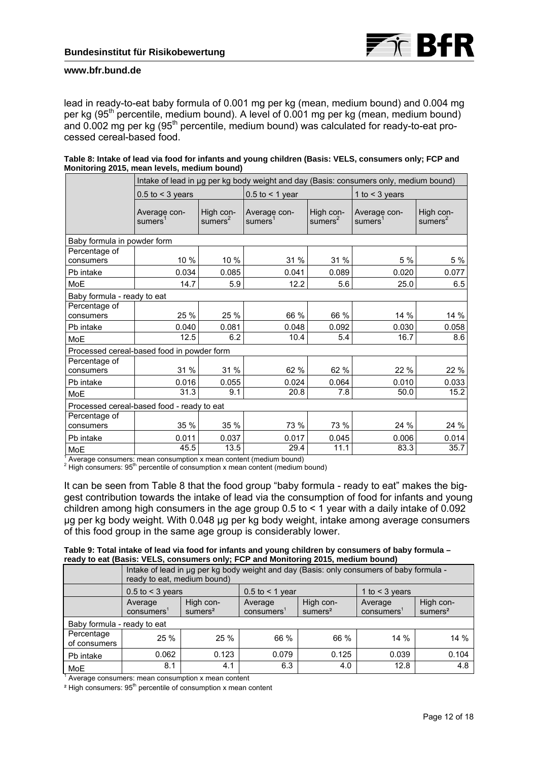lead in ready-to-eat baby formula of 0.001 mg per kg (mean, medium bound) and 0.004 mg per kg (95[th] percentile, medium bound). A level of 0.001 mg per kg (mean, medium bound) and 0.002 mg per kg (95[th] percentile, medium bound) was calculated for ready-to-eat processed cereal-based food.

**Table 8: Intake of lead via food for infants and young children (Basis: VELS, consumers only; FCP and Monitoring 2015, mean levels, medium bound)**

| | Intake of lead in µg per kg body weight and day (Basis: consumers only, medium bound) | | | | | |
|---|---|---|---|---|---|---|
| | 0.5 to < 3 years | | 0.5 to < 1 year | | 1 to < 3 years | |
| | Average consumers[1] | High consumers[2] | Average consumers[1] | High consumers[2] | Average consumers[1] | High consumers[2] |
| **Baby formula in powder form** | | | | | | |
| Percentage of consumers | 10 % | 10 % | 31 % | 31 % | 5 % | 5 % |
| Pb intake | 0.034 | 0.085 | 0.041 | 0.089 | 0.020 | 0.077 |
| MoE | 14.7 | 5.9 | 12.2 | 5.6 | 25.0 | 6.5 |
| **Baby formula - ready to eat** | | | | | | |
| Percentage of consumers | 25 % | 25 % | 66 % | 66 % | 14 % | 14 % |
| Pb intake | 0.040 | 0.081 | 0.048 | 0.092 | 0.030 | 0.058 |
| MoE | 12.5 | 6.2 | 10.4 | 5.4 | 16.7 | 8.6 |
| **Processed cereal-based food in powder form** | | | | | | |
| Percentage of consumers | 31 % | 31 % | 62 % | 62 % | 22 % | 22 % |
| Pb intake | 0.016 | 0.055 | 0.024 | 0.064 | 0.010 | 0.033 |
| MoE | 31.3 | 9.1 | 20.8 | 7.8 | 50.0 | 15.2 |
| **Processed cereal-based food - ready to eat** | | | | | | |
| Percentage of consumers | 35 % | 35 % | 73 % | 73 % | 24 % | 24 % |
| Pb intake | 0.011 | 0.037 | 0.017 | 0.045 | 0.006 | 0.014 |
| MoE | 45.5 | 13.5 | 29.4 | 11.1 | 83.3 | 35.7 |

[1] Average consumers: mean consumption x mean content (medium bound)
[2] High consumers: 95[th] percentile of consumption x mean content (medium bound)

It can be seen from Table 8 that the food group "baby formula - ready to eat" makes the biggest contribution towards the intake of lead via the consumption of food for infants and young children among high consumers in the age group 0.5 to < 1 year with a daily intake of 0.092 µg per kg body weight. With 0.048 µg per kg body weight, intake among average consumers of this food group in the same age group is considerably lower.

**Table 9: Total intake of lead via food for infants and young children by consumers of baby formula – ready to eat (Basis: VELS, consumers only; FCP and Monitoring 2015, medium bound)**

| | Intake of lead in µg per kg body weight and day (Basis: only consumers of baby formula - ready to eat, medium bound) | | | | | |
|---|---|---|---|---|---|---|
| | 0.5 to < 3 years | | 0.5 to < 1 year | | 1 to < 3 years | |
| | Average consumers[1] | High consumers[2] | Average consumers[1] | High consumers[2] | Average consumers[1] | High consumers[2] |
| **Baby formula - ready to eat** | | | | | | |
| Percentage of consumers | 25 % | 25 % | 66 % | 66 % | 14 % | 14 % |
| Pb intake | 0.062 | 0.123 | 0.079 | 0.125 | 0.039 | 0.104 |
| MoE | 8.1 | 4.1 | 6.3 | 4.0 | 12.8 | 4.8 |

[1] Average consumers: mean consumption x mean content
[2] High consumers: 95[th] percentile of consumption x mean content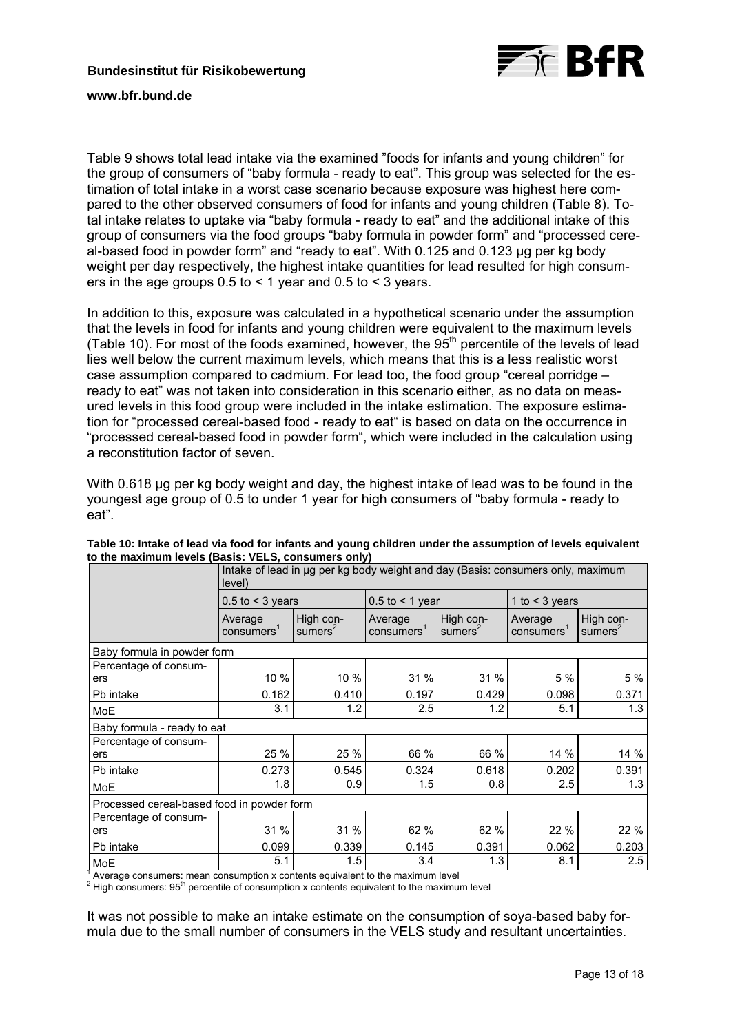Table 9 shows total lead intake via the examined "foods for infants and young children" for the group of consumers of "baby formula - ready to eat". This group was selected for the estimation of total intake in a worst case scenario because exposure was highest here compared to the other observed consumers of food for infants and young children (Table 8). Total intake relates to uptake via "baby formula - ready to eat" and the additional intake of this group of consumers via the food groups "baby formula in powder form" and "processed cereal-based food in powder form" and "ready to eat". With 0.125 and 0.123 µg per kg body weight per day respectively, the highest intake quantities for lead resulted for high consumers in the age groups 0.5 to < 1 year and 0.5 to < 3 years.

In addition to this, exposure was calculated in a hypothetical scenario under the assumption that the levels in food for infants and young children were equivalent to the maximum levels (Table 10). For most of the foods examined, however, the 95th percentile of the levels of lead lies well below the current maximum levels, which means that this is a less realistic worst case assumption compared to cadmium. For lead too, the food group "cereal porridge – ready to eat" was not taken into consideration in this scenario either, as no data on measured levels in this food group were included in the intake estimation. The exposure estimation for "processed cereal-based food - ready to eat" is based on data on the occurrence in "processed cereal-based food in powder form", which were included in the calculation using a reconstitution factor of seven.

With 0.618 µg per kg body weight and day, the highest intake of lead was to be found in the youngest age group of 0.5 to under 1 year for high consumers of "baby formula - ready to eat".

**Table 10: Intake of lead via food for infants and young children under the assumption of levels equivalent to the maximum levels (Basis: VELS, consumers only)**

| | Intake of lead in µg per kg body weight and day (Basis: consumers only, maximum level) | | | | | |
|---|---|---|---|---|---|---|
| | 0.5 to < 3 years | | 0.5 to < 1 year | | 1 to < 3 years | |
| | Average consumers[1] | High consumers[2] | Average consumers[1] | High consumers[2] | Average consumers[1] | High consumers[2] |
| **Baby formula in powder form** | | | | | | |
| Percentage of consumers | 10 % | 10 % | 31 % | 31 % | 5 % | 5 % |
| Pb intake | 0.162 | 0.410 | 0.197 | 0.429 | 0.098 | 0.371 |
| MoE | 3.1 | 1.2 | 2.5 | 1.2 | 5.1 | 1.3 |
| **Baby formula - ready to eat** | | | | | | |
| Percentage of consumers | 25 % | 25 % | 66 % | 66 % | 14 % | 14 % |
| Pb intake | 0.273 | 0.545 | 0.324 | 0.618 | 0.202 | 0.391 |
| MoE | 1.8 | 0.9 | 1.5 | 0.8 | 2.5 | 1.3 |
| **Processed cereal-based food in powder form** | | | | | | |
| Percentage of consumers | 31 % | 31 % | 62 % | 62 % | 22 % | 22 % |
| Pb intake | 0.099 | 0.339 | 0.145 | 0.391 | 0.062 | 0.203 |
| MoE | 5.1 | 1.5 | 3.4 | 1.3 | 8.1 | 2.5 |

[1] Average consumers: mean consumption x contents equivalent to the maximum level
[2] High consumers: 95th percentile of consumption x contents equivalent to the maximum level

It was not possible to make an intake estimate on the consumption of soya-based baby formula due to the small number of consumers in the VELS study and resultant uncertainties.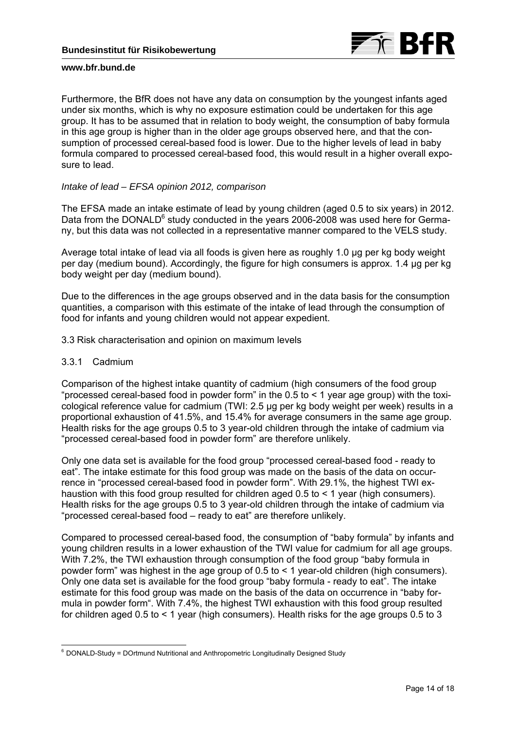Furthermore, the BfR does not have any data on consumption by the youngest infants aged under six months, which is why no exposure estimation could be undertaken for this age group. It has to be assumed that in relation to body weight, the consumption of baby formula in this age group is higher than in the older age groups observed here, and that the consumption of processed cereal-based food is lower. Due to the higher levels of lead in baby formula compared to processed cereal-based food, this would result in a higher overall exposure to lead.

*Intake of lead – EFSA opinion 2012, comparison*

The EFSA made an intake estimate of lead by young children (aged 0.5 to six years) in 2012. Data from the DONALD[6] study conducted in the years 2006-2008 was used here for Germany, but this data was not collected in a representative manner compared to the VELS study.

Average total intake of lead via all foods is given here as roughly 1.0 µg per kg body weight per day (medium bound). Accordingly, the figure for high consumers is approx. 1.4 µg per kg body weight per day (medium bound).

Due to the differences in the age groups observed and in the data basis for the consumption quantities, a comparison with this estimate of the intake of lead through the consumption of food for infants and young children would not appear expedient.

## 3.3 Risk characterisation and opinion on maximum levels

### 3.3.1 Cadmium

Comparison of the highest intake quantity of cadmium (high consumers of the food group "processed cereal-based food in powder form" in the 0.5 to < 1 year age group) with the toxicological reference value for cadmium (TWI: 2.5 µg per kg body weight per week) results in a proportional exhaustion of 41.5%, and 15.4% for average consumers in the same age group. Health risks for the age groups 0.5 to 3 year-old children through the intake of cadmium via "processed cereal-based food in powder form" are therefore unlikely.

Only one data set is available for the food group "processed cereal-based food - ready to eat". The intake estimate for this food group was made on the basis of the data on occurrence in "processed cereal-based food in powder form". With 29.1%, the highest TWI exhaustion with this food group resulted for children aged 0.5 to < 1 year (high consumers). Health risks for the age groups 0.5 to 3 year-old children through the intake of cadmium via "processed cereal-based food – ready to eat" are therefore unlikely.

Compared to processed cereal-based food, the consumption of "baby formula" by infants and young children results in a lower exhaustion of the TWI value for cadmium for all age groups. With 7.2%, the TWI exhaustion through consumption of the food group "baby formula in powder form" was highest in the age group of 0.5 to < 1 year-old children (high consumers). Only one data set is available for the food group "baby formula - ready to eat". The intake estimate for this food group was made on the basis of the data on occurrence in "baby formula in powder form". With 7.4%, the highest TWI exhaustion with this food group resulted for children aged 0.5 to < 1 year (high consumers). Health risks for the age groups 0.5 to 3

[6] DONALD-Study = DOrtmund Nutritional and Anthropometric Longitudinally Designed Study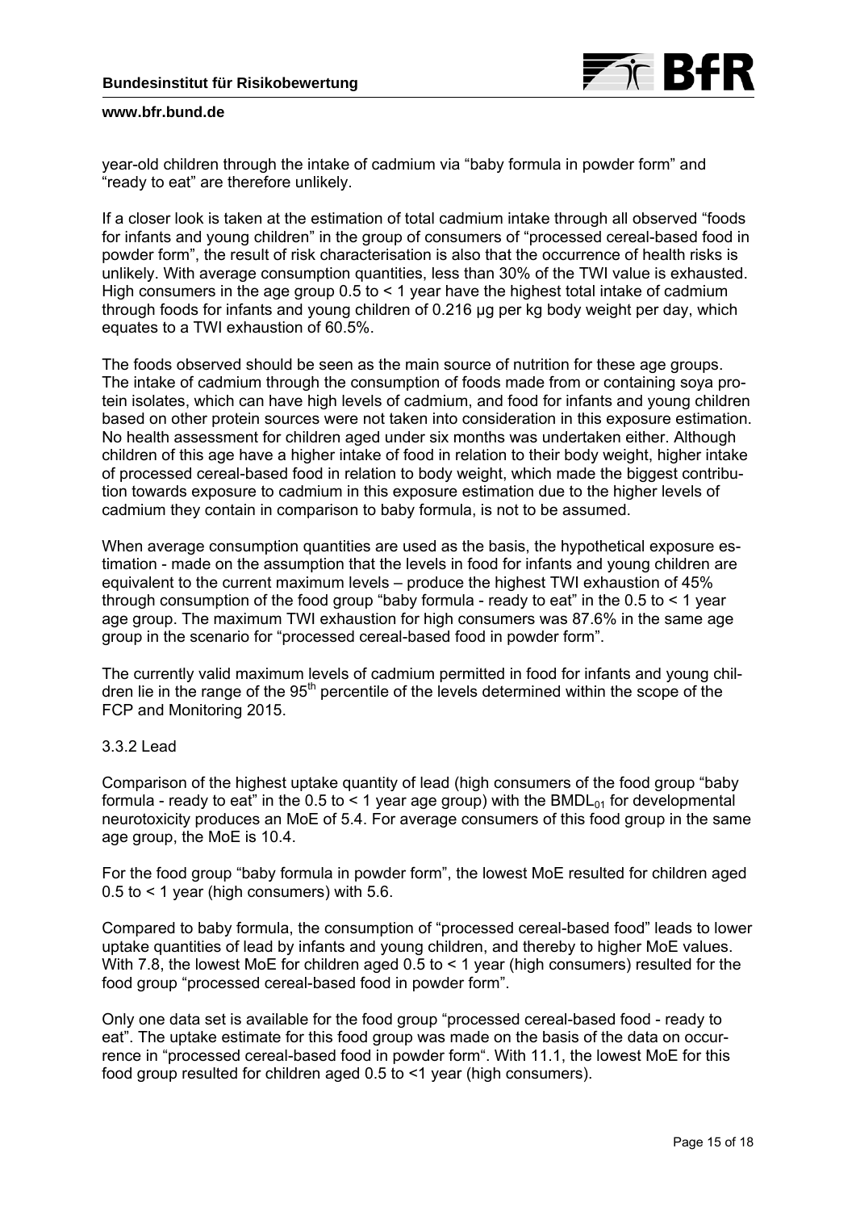year-old children through the intake of cadmium via “baby formula in powder form” and “ready to eat” are therefore unlikely.

If a closer look is taken at the estimation of total cadmium intake through all observed “foods for infants and young children” in the group of consumers of “processed cereal-based food in powder form”, the result of risk characterisation is also that the occurrence of health risks is unlikely. With average consumption quantities, less than 30% of the TWI value is exhausted. High consumers in the age group 0.5 to < 1 year have the highest total intake of cadmium through foods for infants and young children of 0.216 µg per kg body weight per day, which equates to a TWI exhaustion of 60.5%.

The foods observed should be seen as the main source of nutrition for these age groups. The intake of cadmium through the consumption of foods made from or containing soya protein isolates, which can have high levels of cadmium, and food for infants and young children based on other protein sources were not taken into consideration in this exposure estimation. No health assessment for children aged under six months was undertaken either. Although children of this age have a higher intake of food in relation to their body weight, higher intake of processed cereal-based food in relation to body weight, which made the biggest contribution towards exposure to cadmium in this exposure estimation due to the higher levels of cadmium they contain in comparison to baby formula, is not to be assumed.

When average consumption quantities are used as the basis, the hypothetical exposure estimation - made on the assumption that the levels in food for infants and young children are equivalent to the current maximum levels – produce the highest TWI exhaustion of 45% through consumption of the food group “baby formula - ready to eat” in the 0.5 to < 1 year age group. The maximum TWI exhaustion for high consumers was 87.6% in the same age group in the scenario for “processed cereal-based food in powder form”.

The currently valid maximum levels of cadmium permitted in food for infants and young children lie in the range of the 95th percentile of the levels determined within the scope of the FCP and Monitoring 2015.

3.3.2 Lead

Comparison of the highest uptake quantity of lead (high consumers of the food group “baby formula - ready to eat” in the 0.5 to < 1 year age group) with the $BMDL_{01}$ for developmental neurotoxicity produces an MoE of 5.4. For average consumers of this food group in the same age group, the MoE is 10.4.

For the food group “baby formula in powder form”, the lowest MoE resulted for children aged 0.5 to < 1 year (high consumers) with 5.6.

Compared to baby formula, the consumption of “processed cereal-based food” leads to lower uptake quantities of lead by infants and young children, and thereby to higher MoE values. With 7.8, the lowest MoE for children aged 0.5 to < 1 year (high consumers) resulted for the food group “processed cereal-based food in powder form”.

Only one data set is available for the food group “processed cereal-based food - ready to eat”. The uptake estimate for this food group was made on the basis of the data on occurrence in “processed cereal-based food in powder form“. With 11.1, the lowest MoE for this food group resulted for children aged 0.5 to <1 year (high consumers).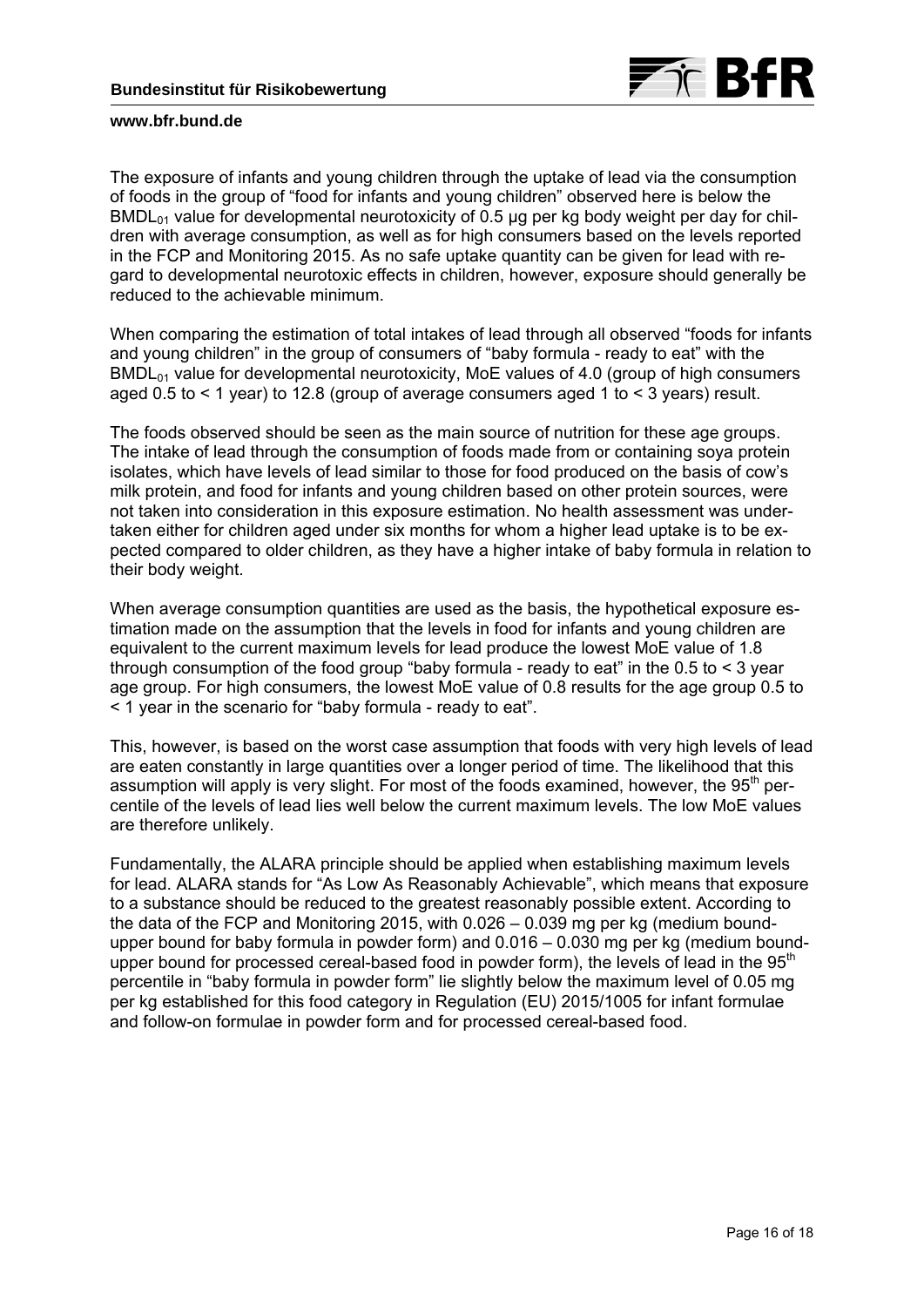The exposure of infants and young children through the uptake of lead via the consumption of foods in the group of "food for infants and young children" observed here is below the $BMDL_{01}$ value for developmental neurotoxicity of 0.5 µg per kg body weight per day for children with average consumption, as well as for high consumers based on the levels reported in the FCP and Monitoring 2015. As no safe uptake quantity can be given for lead with regard to developmental neurotoxic effects in children, however, exposure should generally be reduced to the achievable minimum.

When comparing the estimation of total intakes of lead through all observed "foods for infants and young children" in the group of consumers of "baby formula - ready to eat" with the $BMDL_{01}$ value for developmental neurotoxicity, MoE values of 4.0 (group of high consumers aged 0.5 to < 1 year) to 12.8 (group of average consumers aged 1 to < 3 years) result.

The foods observed should be seen as the main source of nutrition for these age groups. The intake of lead through the consumption of foods made from or containing soya protein isolates, which have levels of lead similar to those for food produced on the basis of cow's milk protein, and food for infants and young children based on other protein sources, were not taken into consideration in this exposure estimation. No health assessment was undertaken either for children aged under six months for whom a higher lead uptake is to be expected compared to older children, as they have a higher intake of baby formula in relation to their body weight.

When average consumption quantities are used as the basis, the hypothetical exposure estimation made on the assumption that the levels in food for infants and young children are equivalent to the current maximum levels for lead produce the lowest MoE value of 1.8 through consumption of the food group "baby formula - ready to eat" in the 0.5 to < 3 year age group. For high consumers, the lowest MoE value of 0.8 results for the age group 0.5 to < 1 year in the scenario for "baby formula - ready to eat".

This, however, is based on the worst case assumption that foods with very high levels of lead are eaten constantly in large quantities over a longer period of time. The likelihood that this assumption will apply is very slight. For most of the foods examined, however, the 95$^{th}$ percentile of the levels of lead lies well below the current maximum levels. The low MoE values are therefore unlikely.

Fundamentally, the ALARA principle should be applied when establishing maximum levels for lead. ALARA stands for "As Low As Reasonably Achievable", which means that exposure to a substance should be reduced to the greatest reasonably possible extent. According to the data of the FCP and Monitoring 2015, with 0.026 – 0.039 mg per kg (medium bound-upper bound for baby formula in powder form) and 0.016 – 0.030 mg per kg (medium bound-upper bound for processed cereal-based food in powder form), the levels of lead in the 95$^{th}$ percentile in "baby formula in powder form" lie slightly below the maximum level of 0.05 mg per kg established for this food category in Regulation (EU) 2015/1005 for infant formulae and follow-on formulae in powder form and for processed cereal-based food.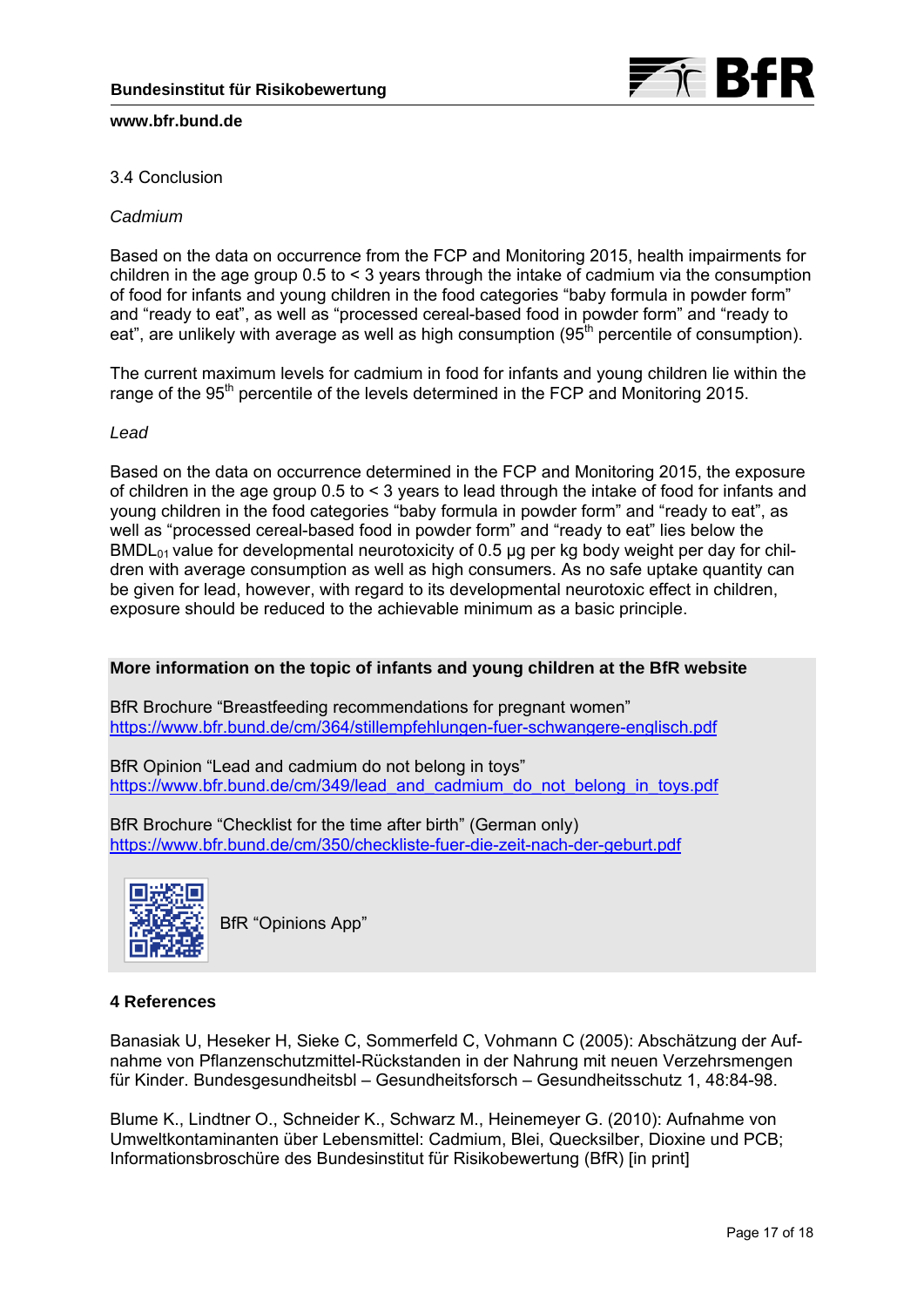### 3.4 Conclusion

*Cadmium*

Based on the data on occurrence from the FCP and Monitoring 2015, health impairments for children in the age group 0.5 to < 3 years through the intake of cadmium via the consumption of food for infants and young children in the food categories "baby formula in powder form" and "ready to eat", as well as "processed cereal-based food in powder form" and "ready to eat", are unlikely with average as well as high consumption (95$^{th}$ percentile of consumption).

The current maximum levels for cadmium in food for infants and young children lie within the range of the 95$^{th}$ percentile of the levels determined in the FCP and Monitoring 2015.

*Lead*

Based on the data on occurrence determined in the FCP and Monitoring 2015, the exposure of children in the age group 0.5 to < 3 years to lead through the intake of food for infants and young children in the food categories "baby formula in powder form" and "ready to eat", as well as "processed cereal-based food in powder form" and "ready to eat" lies below the $BMDL_{01}$ value for developmental neurotoxicity of 0.5 µg per kg body weight per day for children with average consumption as well as high consumers. As no safe uptake quantity can be given for lead, however, with regard to its developmental neurotoxic effect in children, exposure should be reduced to the achievable minimum as a basic principle.

**More information on the topic of infants and young children at the BfR website**

BfR Brochure "Breastfeeding recommendations for pregnant women"
https://www.bfr.bund.de/cm/364/stillempfehlungen-fuer-schwangere-englisch.pdf

BfR Opinion "Lead and cadmium do not belong in toys"
https://www.bfr.bund.de/cm/349/lead_and_cadmium_do_not_belong_in_toys.pdf

BfR Brochure "Checklist for the time after birth" (German only)
https://www.bfr.bund.de/cm/350/checkliste-fuer-die-zeit-nach-der-geburt.pdf

BfR "Opinions App"

## 4 References

Banasiak U, Heseker H, Sieke C, Sommerfeld C, Vohmann C (2005): Abschätzung der Aufnahme von Pflanzenschutzmittel-Rückstanden in der Nahrung mit neuen Verzehrsmengen für Kinder. Bundesgesundheitsbl – Gesundheitsforsch – Gesundheitsschutz 1, 48:84-98.

Blume K., Lindtner O., Schneider K., Schwarz M., Heinemeyer G. (2010): Aufnahme von Umweltkontaminanten über Lebensmittel: Cadmium, Blei, Quecksilber, Dioxine und PCB; Informationsbroschüre des Bundesinstitut für Risikobewertung (BfR) [in print]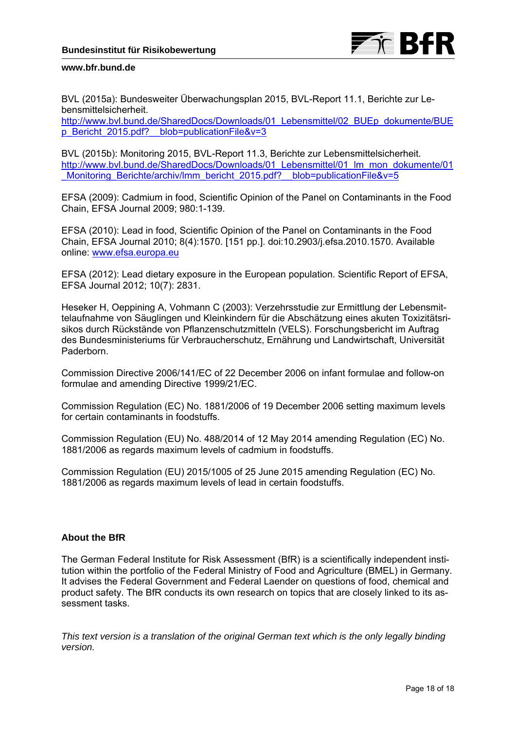BVL (2015a): Bundesweiter Überwachungsplan 2015, BVL-Report 11.1, Berichte zur Lebensmittelsicherheit.
http://www.bvl.bund.de/SharedDocs/Downloads/01_Lebensmittel/02_BUEp_dokumente/BUEp_Bericht_2015.pdf?__blob=publicationFile&v=3

BVL (2015b): Monitoring 2015, BVL-Report 11.3, Berichte zur Lebensmittelsicherheit.
http://www.bvl.bund.de/SharedDocs/Downloads/01_Lebensmittel/01_lm_mon_dokumente/01_Monitoring_Berichte/archiv/lmm_bericht_2015.pdf?__blob=publicationFile&v=5

EFSA (2009): Cadmium in food, Scientific Opinion of the Panel on Contaminants in the Food Chain, EFSA Journal 2009; 980:1-139.

EFSA (2010): Lead in food, Scientific Opinion of the Panel on Contaminants in the Food Chain, EFSA Journal 2010; 8(4):1570. [151 pp.]. doi:10.2903/j.efsa.2010.1570. Available online: www.efsa.europa.eu

EFSA (2012): Lead dietary exposure in the European population. Scientific Report of EFSA, EFSA Journal 2012; 10(7): 2831.

Heseker H, Oeppining A, Vohmann C (2003): Verzehrsstudie zur Ermittlung der Lebensmittelaufnahme von Säuglingen und Kleinkindern für die Abschätzung eines akuten Toxizitätsrisikos durch Rückstände von Pflanzenschutzmitteln (VELS). Forschungsbericht im Auftrag des Bundesministeriums für Verbraucherschutz, Ernährung und Landwirtschaft, Universität Paderborn.

Commission Directive 2006/141/EC of 22 December 2006 on infant formulae and follow-on formulae and amending Directive 1999/21/EC.

Commission Regulation (EC) No. 1881/2006 of 19 December 2006 setting maximum levels for certain contaminants in foodstuffs.

Commission Regulation (EU) No. 488/2014 of 12 May 2014 amending Regulation (EC) No. 1881/2006 as regards maximum levels of cadmium in foodstuffs.

Commission Regulation (EU) 2015/1005 of 25 June 2015 amending Regulation (EC) No. 1881/2006 as regards maximum levels of lead in certain foodstuffs.

### About the BfR

The German Federal Institute for Risk Assessment (BfR) is a scientifically independent institution within the portfolio of the Federal Ministry of Food and Agriculture (BMEL) in Germany. It advises the Federal Government and Federal Laender on questions of food, chemical and product safety. The BfR conducts its own research on topics that are closely linked to its assessment tasks.

*This text version is a translation of the original German text which is the only legally binding version.*